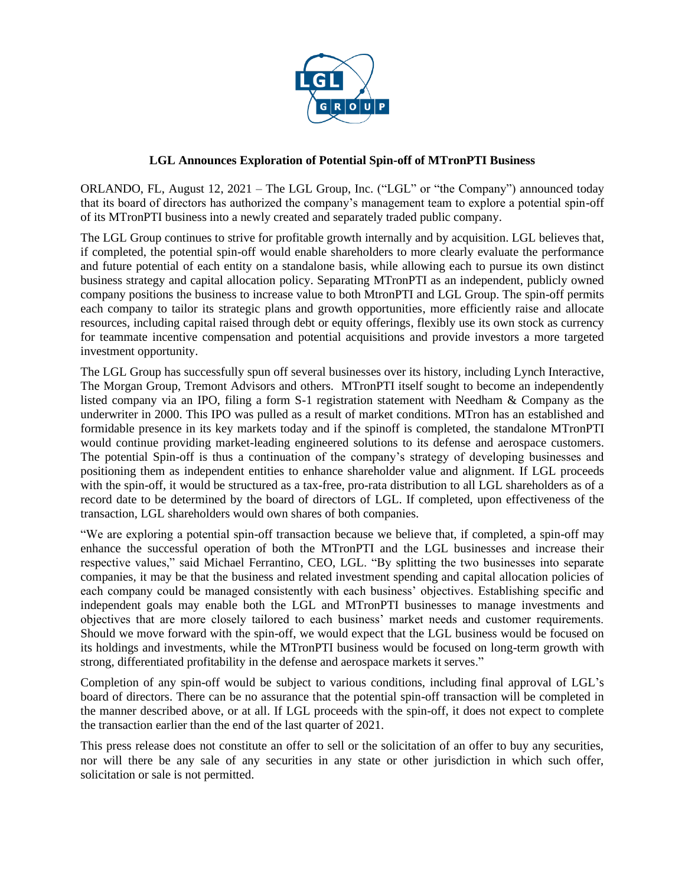# LGL Announces Exploration of Potential Spin-off of MTronPTI Business

ORLANDO, FL, August 12, 2021 – The LGL Group, Inc. ("LGL" or "the Company") announced today that its board of directors has authorized the company's management team to explore a potential spin-off of its MTronPTI business into a newly created and separately traded public company.

The LGL Group continues to strive for profitable growth internally and by acquisition. LGL believes that, if completed, the potential spin-off would enable shareholders to more clearly evaluate the performance and future potential of each entity on a standalone basis, while allowing each to pursue its own distinct business strategy and capital allocation policy. Separating MTronPTI as an independent, publicly owned company positions the business to increase value to both MtronPTI and LGL Group. The spin-off permits each company to tailor its strategic plans and growth opportunities, more efficiently raise and allocate resources, including capital raised through debt or equity offerings, flexibly use its own stock as currency for teammate incentive compensation and potential acquisitions and provide investors a more targeted investment opportunity.

The LGL Group has successfully spun off several businesses over its history, including Lynch Interactive, The Morgan Group, Tremont Advisors and others. MTronPTI itself sought to become an independently listed company via an IPO, filing a form S-1 registration statement with Needham & Company as the underwriter in 2000. This IPO was pulled as a result of market conditions. MTron has an established and formidable presence in its key markets today and if the spinoff is completed, the standalone MTronPTI would continue providing market-leading engineered solutions to its defense and aerospace customers. The potential Spin-off is thus a continuation of the company's strategy of developing businesses and positioning them as independent entities to enhance shareholder value and alignment. If LGL proceeds with the spin-off, it would be structured as a tax-free, pro-rata distribution to all LGL shareholders as of a record date to be determined by the board of directors of LGL. If completed, upon effectiveness of the transaction, LGL shareholders would own shares of both companies.

"We are exploring a potential spin-off transaction because we believe that, if completed, a spin-off may enhance the successful operation of both the MTronPTI and the LGL businesses and increase their respective values," said Michael Ferrantino, CEO, LGL. "By splitting the two businesses into separate companies, it may be that the business and related investment spending and capital allocation policies of each company could be managed consistently with each business' objectives. Establishing specific and independent goals may enable both the LGL and MTronPTI businesses to manage investments and objectives that are more closely tailored to each business' market needs and customer requirements. Should we move forward with the spin-off, we would expect that the LGL business would be focused on its holdings and investments, while the MTronPTI business would be focused on long-term growth with strong, differentiated profitability in the defense and aerospace markets it serves."

Completion of any spin-off would be subject to various conditions, including final approval of LGL's board of directors. There can be no assurance that the potential spin-off transaction will be completed in the manner described above, or at all. If LGL proceeds with the spin-off, it does not expect to complete the transaction earlier than the end of the last quarter of 2021.

This press release does not constitute an offer to sell or the solicitation of an offer to buy any securities, nor will there be any sale of any securities in any state or other jurisdiction in which such offer, solicitation or sale is not permitted.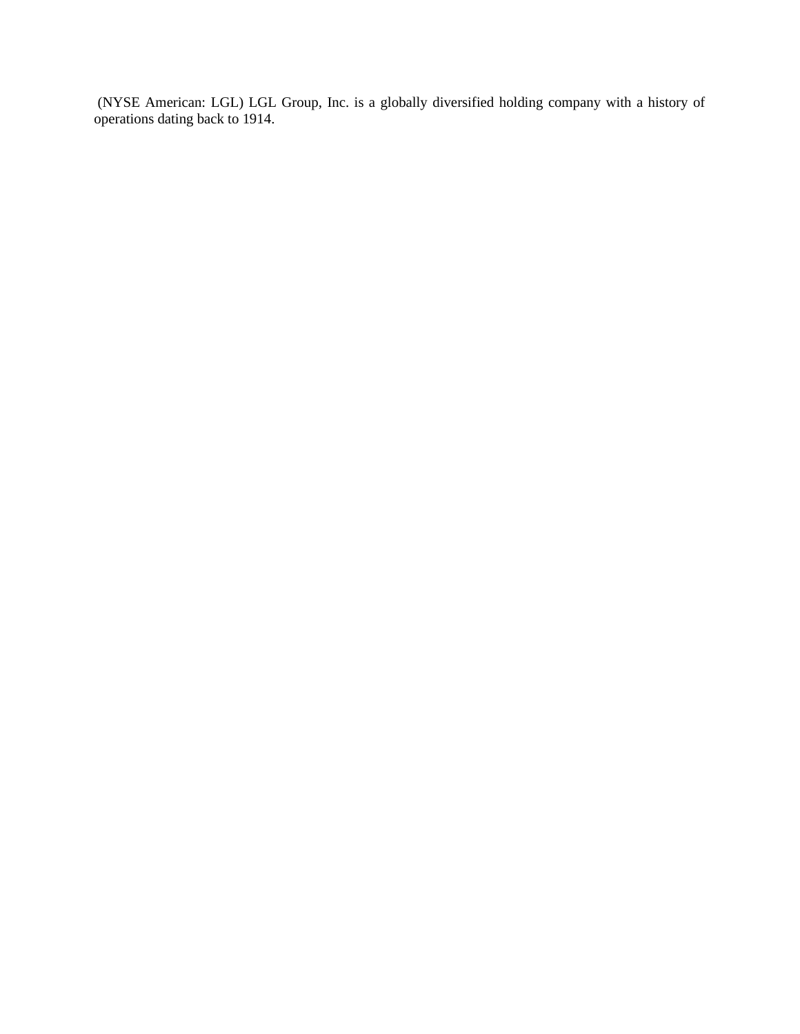(NYSE American: LGL) LGL Group, Inc. is a globally diversified holding company with a history of operations dating back to 1914.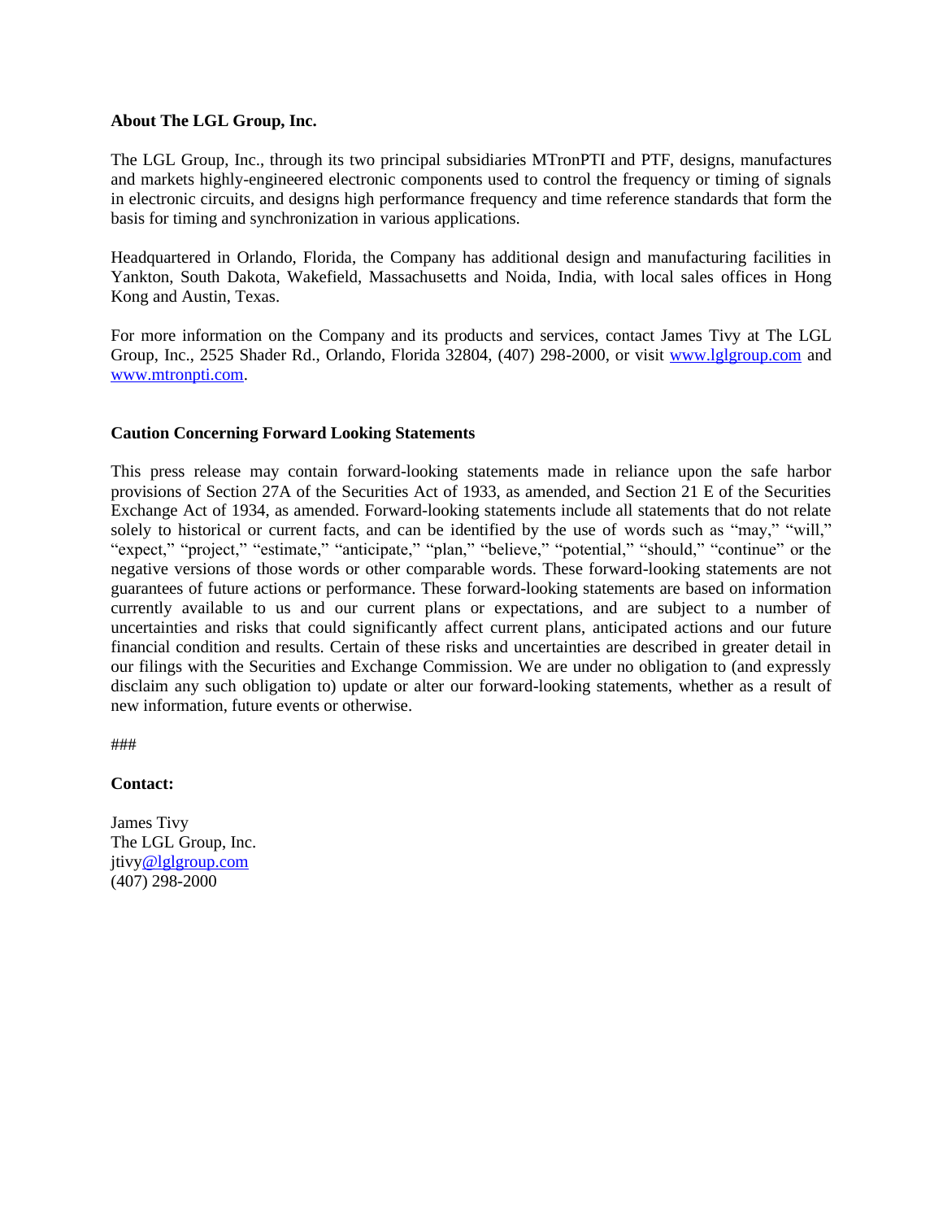**About The LGL Group, Inc.**

The LGL Group, Inc., through its two principal subsidiaries MTronPTI and PTF, designs, manufactures and markets highly-engineered electronic components used to control the frequency or timing of signals in electronic circuits, and designs high performance frequency and time reference standards that form the basis for timing and synchronization in various applications.

Headquartered in Orlando, Florida, the Company has additional design and manufacturing facilities in Yankton, South Dakota, Wakefield, Massachusetts and Noida, India, with local sales offices in Hong Kong and Austin, Texas.

For more information on the Company and its products and services, contact James Tivy at The LGL Group, Inc., 2525 Shader Rd., Orlando, Florida 32804, (407) 298-2000, or visit www.lglgroup.com and www.mtronpti.com.

**Caution Concerning Forward Looking Statements**

This press release may contain forward-looking statements made in reliance upon the safe harbor provisions of Section 27A of the Securities Act of 1933, as amended, and Section 21 E of the Securities Exchange Act of 1934, as amended. Forward-looking statements include all statements that do not relate solely to historical or current facts, and can be identified by the use of words such as "may," "will," "expect," "project," "estimate," "anticipate," "plan," "believe," "potential," "should," "continue" or the negative versions of those words or other comparable words. These forward-looking statements are not guarantees of future actions or performance. These forward-looking statements are based on information currently available to us and our current plans or expectations, and are subject to a number of uncertainties and risks that could significantly affect current plans, anticipated actions and our future financial condition and results. Certain of these risks and uncertainties are described in greater detail in our filings with the Securities and Exchange Commission. We are under no obligation to (and expressly disclaim any such obligation to) update or alter our forward-looking statements, whether as a result of new information, future events or otherwise.

###

**Contact:**

James Tivy
The LGL Group, Inc.
jtivy@lglgroup.com
(407) 298-2000